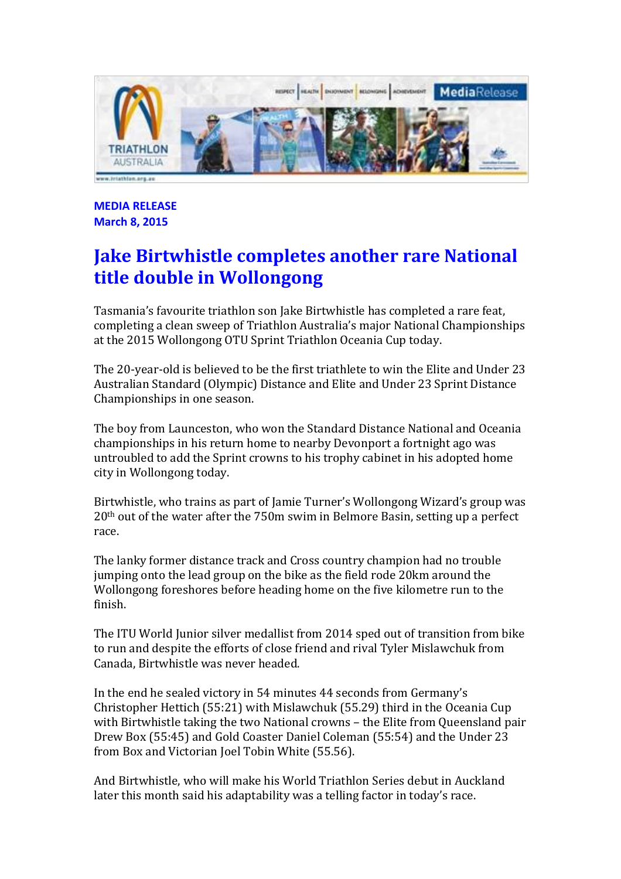**MEDIA RELEASE**
**March 8, 2015**

# Jake Birtwhistle completes another rare National title double in Wollongong

Tasmania's favourite triathlon son Jake Birtwhistle has completed a rare feat, completing a clean sweep of Triathlon Australia's major National Championships at the 2015 Wollongong OTU Sprint Triathlon Oceania Cup today.

The 20-year-old is believed to be the first triathlete to win the Elite and Under 23 Australian Standard (Olympic) Distance and Elite and Under 23 Sprint Distance Championships in one season.

The boy from Launceston, who won the Standard Distance National and Oceania championships in his return home to nearby Devonport a fortnight ago was untroubled to add the Sprint crowns to his trophy cabinet in his adopted home city in Wollongong today.

Birtwhistle, who trains as part of Jamie Turner's Wollongong Wizard's group was 20th out of the water after the 750m swim in Belmore Basin, setting up a perfect race.

The lanky former distance track and Cross country champion had no trouble jumping onto the lead group on the bike as the field rode 20km around the Wollongong foreshores before heading home on the five kilometre run to the finish.

The ITU World Junior silver medallist from 2014 sped out of transition from bike to run and despite the efforts of close friend and rival Tyler Mislawchuk from Canada, Birtwhistle was never headed.

In the end he sealed victory in 54 minutes 44 seconds from Germany's Christopher Hettich (55:21) with Mislawchuk (55.29) third in the Oceania Cup with Birtwhistle taking the two National crowns – the Elite from Queensland pair Drew Box (55:45) and Gold Coaster Daniel Coleman (55:54) and the Under 23 from Box and Victorian Joel Tobin White (55.56).

And Birtwhistle, who will make his World Triathlon Series debut in Auckland later this month said his adaptability was a telling factor in today's race.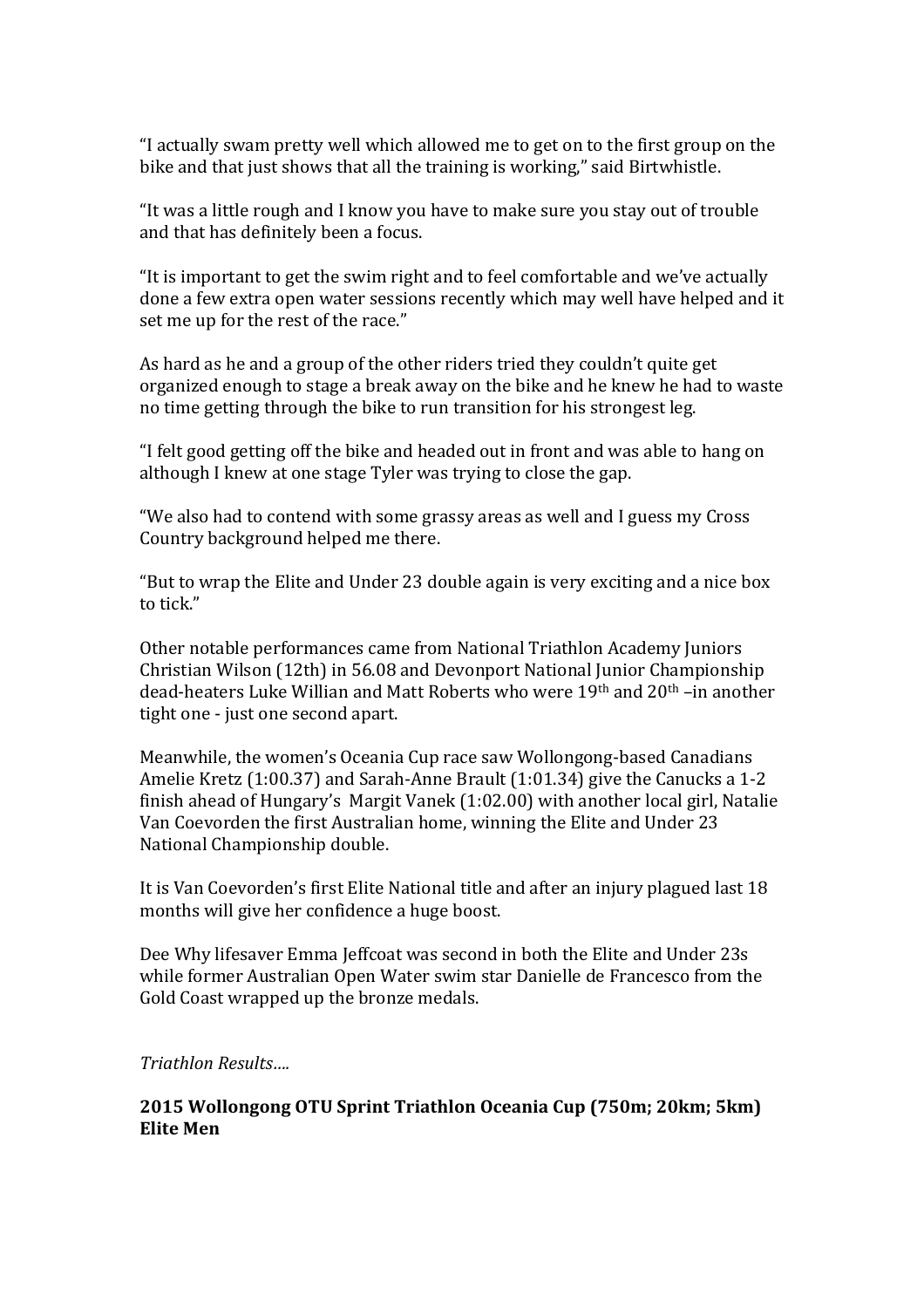"I actually swam pretty well which allowed me to get on to the first group on the bike and that just shows that all the training is working," said Birtwhistle.

"It was a little rough and I know you have to make sure you stay out of trouble and that has definitely been a focus.

"It is important to get the swim right and to feel comfortable and we've actually done a few extra open water sessions recently which may well have helped and it set me up for the rest of the race."

As hard as he and a group of the other riders tried they couldn't quite get organized enough to stage a break away on the bike and he knew he had to waste no time getting through the bike to run transition for his strongest leg.

"I felt good getting off the bike and headed out in front and was able to hang on although I knew at one stage Tyler was trying to close the gap.

"We also had to contend with some grassy areas as well and I guess my Cross Country background helped me there.

"But to wrap the Elite and Under 23 double again is very exciting and a nice box to tick."

Other notable performances came from National Triathlon Academy Juniors Christian Wilson (12th) in 56.08 and Devonport National Junior Championship dead-heaters Luke Willian and Matt Roberts who were 19th and 20th –in another tight one - just one second apart.

Meanwhile, the women's Oceania Cup race saw Wollongong-based Canadians Amelie Kretz (1:00.37) and Sarah-Anne Brault (1:01.34) give the Canucks a 1-2 finish ahead of Hungary's Margit Vanek (1:02.00) with another local girl, Natalie Van Coevorden the first Australian home, winning the Elite and Under 23 National Championship double.

It is Van Coevorden's first Elite National title and after an injury plagued last 18 months will give her confidence a huge boost.

Dee Why lifesaver Emma Jeffcoat was second in both the Elite and Under 23s while former Australian Open Water swim star Danielle de Francesco from the Gold Coast wrapped up the bronze medals.

*Triathlon Results….*

**2015 Wollongong OTU Sprint Triathlon Oceania Cup (750m; 20km; 5km)**
**Elite Men**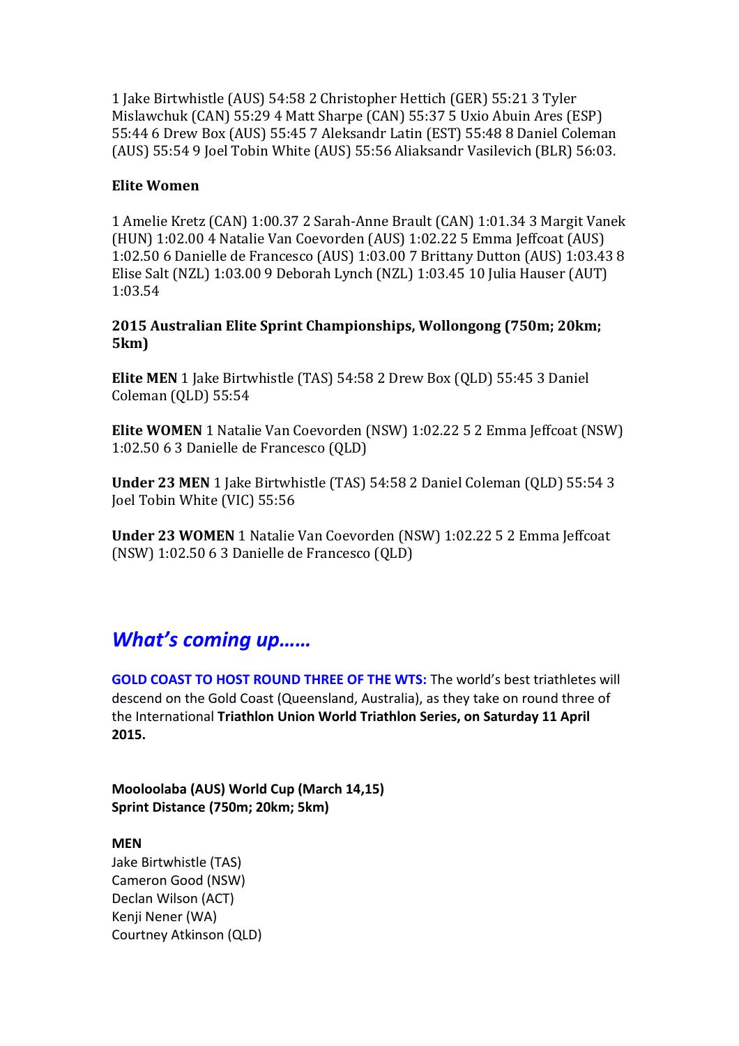1 Jake Birtwhistle (AUS) 54:58 2 Christopher Hettich (GER) 55:21 3 Tyler Mislawchuk (CAN) 55:29 4 Matt Sharpe (CAN) 55:37 5 Uxio Abuin Ares (ESP) 55:44 6 Drew Box (AUS) 55:45 7 Aleksandr Latin (EST) 55:48 8 Daniel Coleman (AUS) 55:54 9 Joel Tobin White (AUS) 55:56 Aliaksandr Vasilevich (BLR) 56:03.

**Elite Women**

1 Amelie Kretz (CAN) 1:00.37 2 Sarah-Anne Brault (CAN) 1:01.34 3 Margit Vanek (HUN) 1:02.00 4 Natalie Van Coevorden (AUS) 1:02.22 5 Emma Jeffcoat (AUS) 1:02.50 6 Danielle de Francesco (AUS) 1:03.00 7 Brittany Dutton (AUS) 1:03.43 8 Elise Salt (NZL) 1:03.00 9 Deborah Lynch (NZL) 1:03.45 10 Julia Hauser (AUT) 1:03.54

**2015 Australian Elite Sprint Championships, Wollongong (750m; 20km; 5km)**

**Elite MEN** 1 Jake Birtwhistle (TAS) 54:58 2 Drew Box (QLD) 55:45 3 Daniel Coleman (QLD) 55:54

**Elite WOMEN** 1 Natalie Van Coevorden (NSW) 1:02.22 5 2 Emma Jeffcoat (NSW) 1:02.50 6 3 Danielle de Francesco (QLD)

**Under 23 MEN** 1 Jake Birtwhistle (TAS) 54:58 2 Daniel Coleman (QLD) 55:54 3 Joel Tobin White (VIC) 55:56

**Under 23 WOMEN** 1 Natalie Van Coevorden (NSW) 1:02.22 5 2 Emma Jeffcoat (NSW) 1:02.50 6 3 Danielle de Francesco (QLD)

## *What's coming up……*

**GOLD COAST TO HOST ROUND THREE OF THE WTS:** The world's best triathletes will descend on the Gold Coast (Queensland, Australia), as they take on round three of the International **Triathlon Union World Triathlon Series, on Saturday 11 April 2015.**

**Mooloolaba (AUS) World Cup (March 14,15)**
**Sprint Distance (750m; 20km; 5km)**

**MEN**
Jake Birtwhistle (TAS)
Cameron Good (NSW)
Declan Wilson (ACT)
Kenji Nener (WA)
Courtney Atkinson (QLD)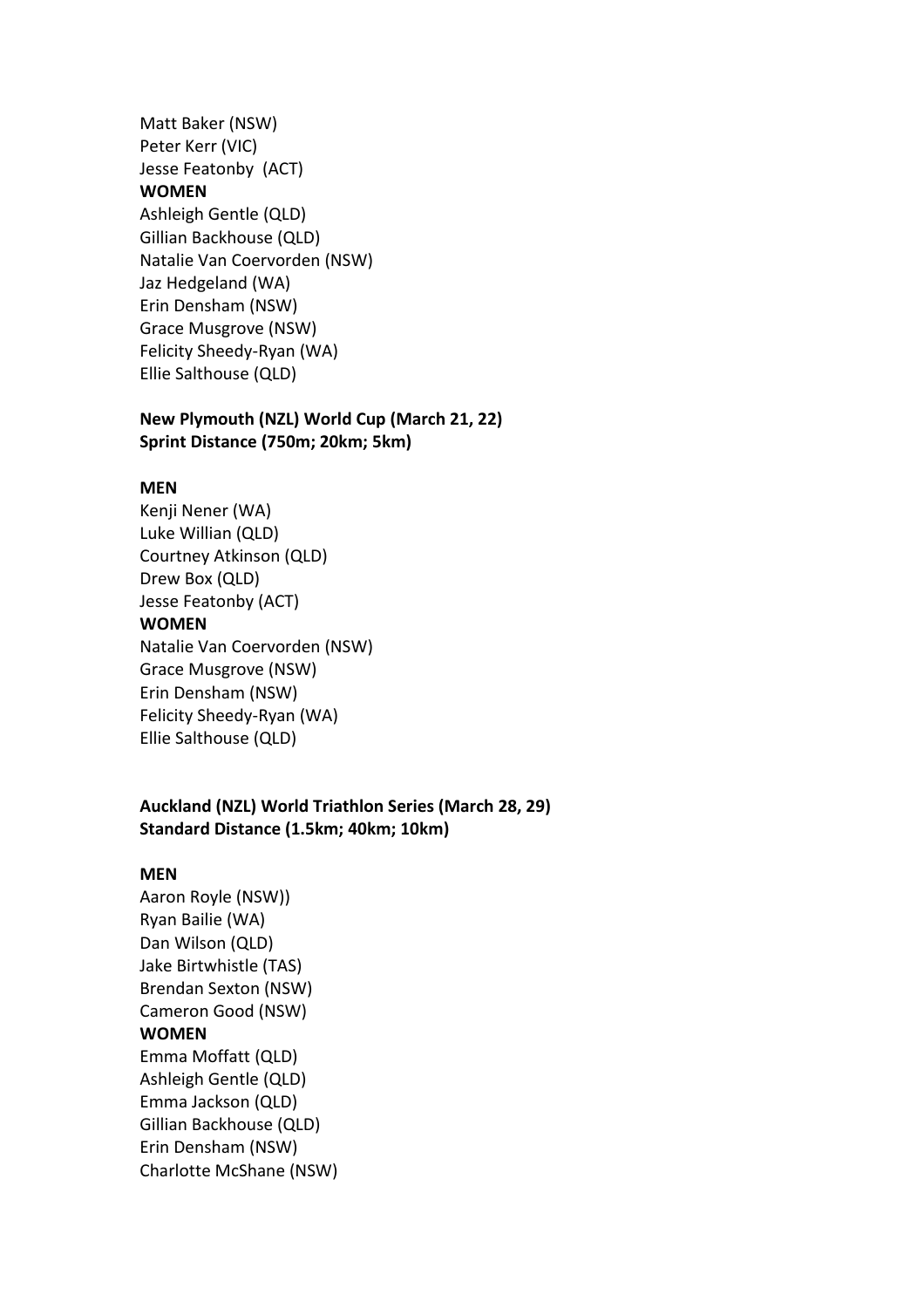Matt Baker (NSW)
Peter Kerr (VIC)
Jesse Featonby  (ACT)

**WOMEN**

Ashleigh Gentle (QLD)
Gillian Backhouse (QLD)
Natalie Van Coervorden (NSW)
Jaz Hedgeland (WA)
Erin Densham (NSW)
Grace Musgrove (NSW)
Felicity Sheedy-Ryan (WA)
Ellie Salthouse (QLD)

**New Plymouth (NZL) World Cup (March 21, 22)**
**Sprint Distance (750m; 20km; 5km)**

**MEN**

Kenji Nener (WA)
Luke Willian (QLD)
Courtney Atkinson (QLD)
Drew Box (QLD)
Jesse Featonby (ACT)

**WOMEN**

Natalie Van Coervorden (NSW)
Grace Musgrove (NSW)
Erin Densham (NSW)
Felicity Sheedy-Ryan (WA)
Ellie Salthouse (QLD)

**Auckland (NZL) World Triathlon Series (March 28, 29)**
**Standard Distance (1.5km; 40km; 10km)**

**MEN**

Aaron Royle (NSW))
Ryan Bailie (WA)
Dan Wilson (QLD)
Jake Birtwhistle (TAS)
Brendan Sexton (NSW)
Cameron Good (NSW)

**WOMEN**

Emma Moffatt (QLD)
Ashleigh Gentle (QLD)
Emma Jackson (QLD)
Gillian Backhouse (QLD)
Erin Densham (NSW)
Charlotte McShane (NSW)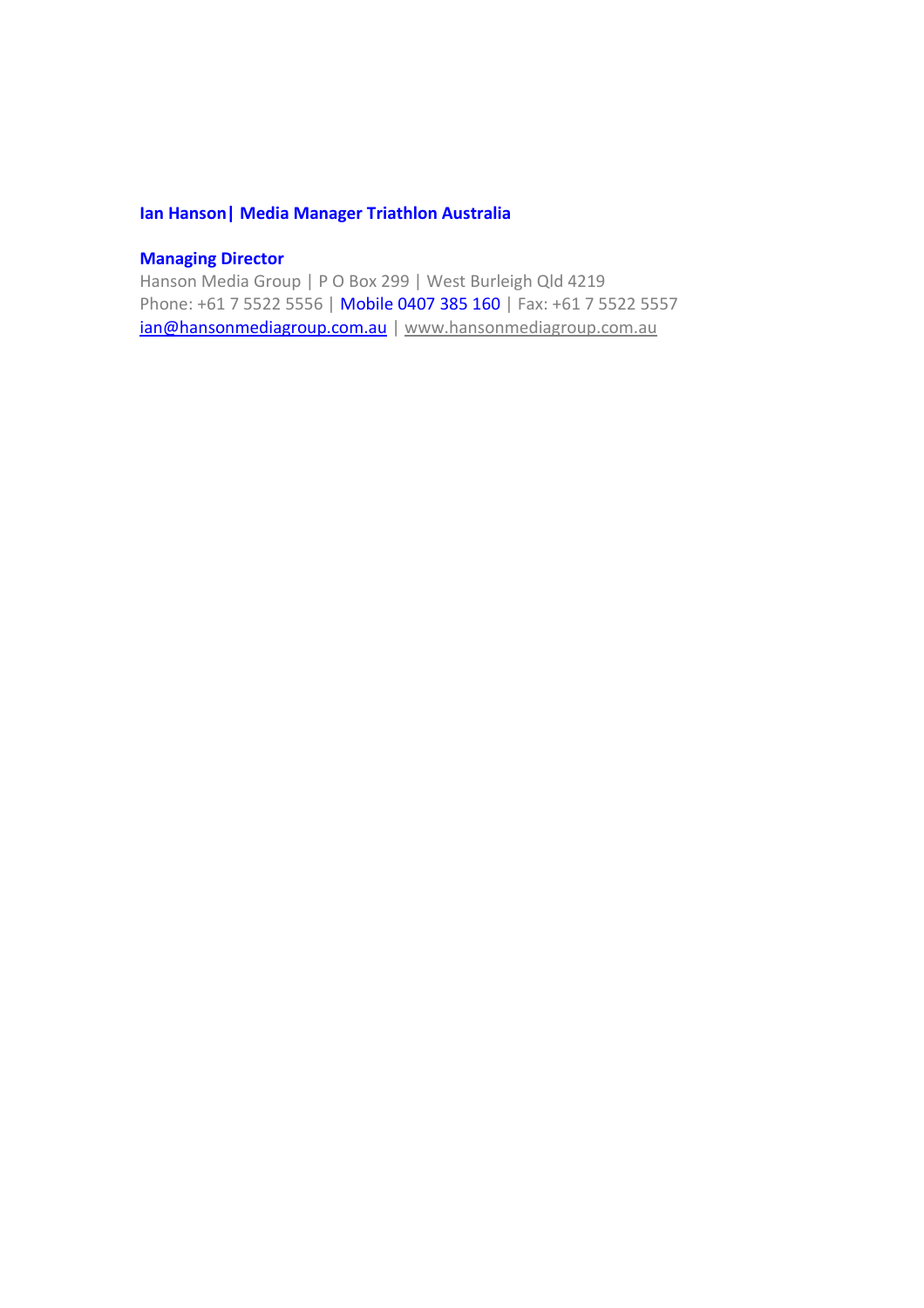**Ian Hanson| Media Manager Triathlon Australia**

**Managing Director**
Hanson Media Group | P O Box 299 | West Burleigh Qld 4219
Phone: +61 7 5522 5556 | Mobile 0407 385 160 | Fax: +61 7 5522 5557
ian@hansonmediagroup.com.au | www.hansonmediagroup.com.au